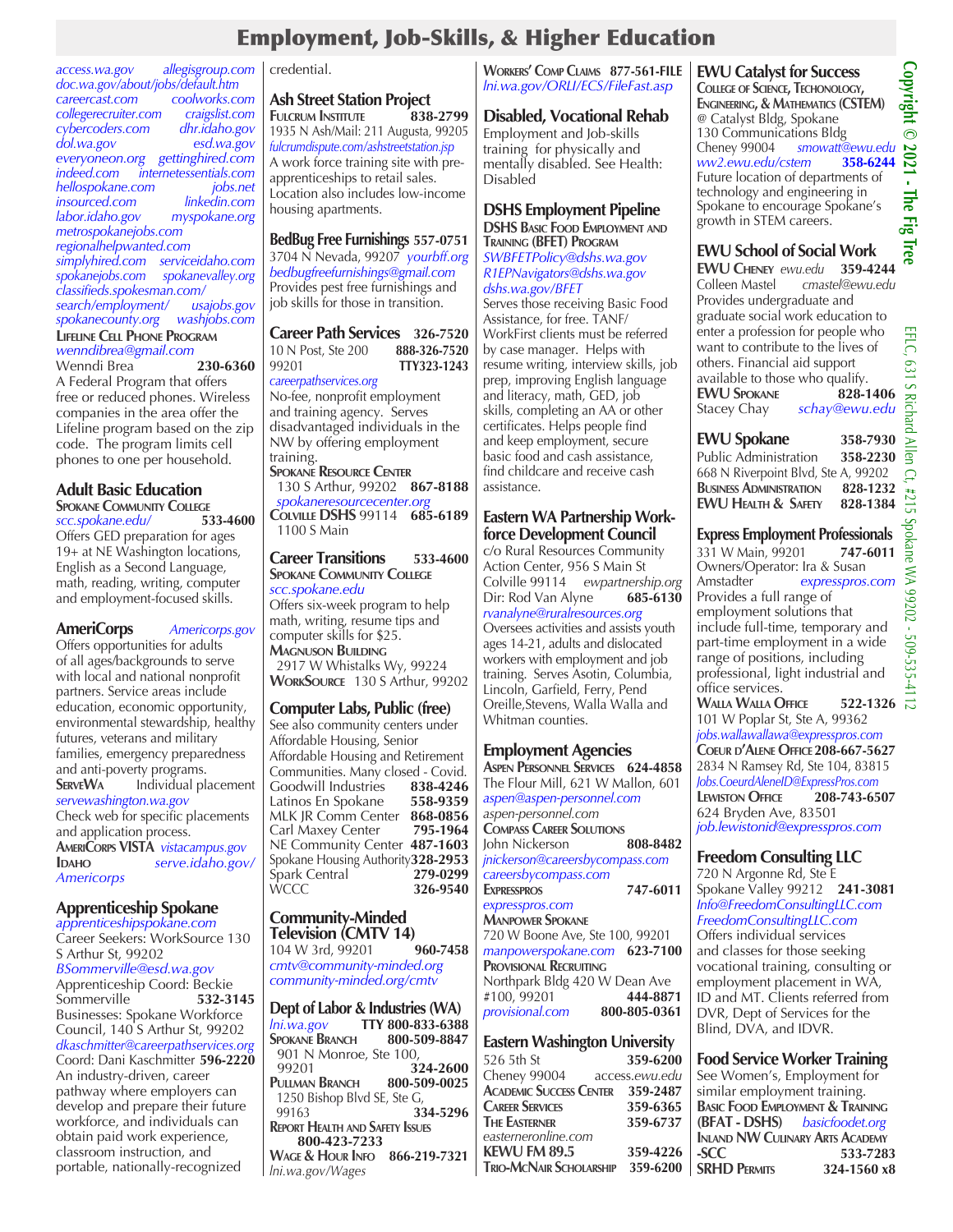# Employment, Job-Skills, & Higher Education

access.wa.gov allegisgroup.com
doc.wa.gov/about/jobs/default.htm
careercast.com coolworks.com
collegerecruiter.com craigslist.com
cybercoders.com dhr.idaho.gov
dol.wa.gov esd.wa.gov
everyoneon.org gettinghired.com
indeed.com internetessentials.com
hellospokane.com jobs.net
insourced.com linkedin.com
labor.idaho.gov myspokane.org
metrospokanejobs.com
regionalhelpwanted.com
simplyhired.com serviceidaho.com
spokanejobs.com spokanevalley.org
classifieds.spokesman.com/search/employment/ usajobs.gov
spokanecounty.org washjobs.com

**Lifeline Cell Phone Program**
*wenndibrea@gmail.com*
Wenndi Brea **230-6360**
A Federal Program that offers free or reduced phones. Wireless companies in the area offer the Lifeline program based on the zip code. The program limits cell phones to one per household.

## Adult Basic Education

**Spokane Community College**
*scc.spokane.edu/* **533-4600**
Offers GED preparation for ages 19+ at NE Washington locations, English as a Second Language, math, reading, writing, computer and employment-focused skills.

## AmeriCorps

*Americorps.gov*
Offers opportunities for adults of all ages/backgrounds to serve with local and national nonprofit partners. Service areas include education, economic opportunity, environmental stewardship, healthy futures, veterans and military families, emergency preparedness and anti-poverty programs.
**ServeWA** Individual placement
*servewashington.wa.gov*
Check web for specific placements and application process.
**AmeriCorps VISTA** *vistacampus.gov*
**Idaho** *serve.idaho.gov/Americorps*

## Apprenticeship Spokane

*apprenticeshipspokane.com*
Career Seekers: WorkSource 130 S Arthur St, 99202
*BSommerville@esd.wa.gov*
Apprenticeship Coord: Beckie Sommerville **532-3145**
Businesses: Spokane Workforce Council, 140 S Arthur St, 99202
*dkaschmitter@careerpathservices.org*
Coord: Dani Kaschmitter **596-2220**
An industry-driven, career pathway where employers can develop and prepare their future workforce, and individuals can obtain paid work experience, classroom instruction, and portable, nationally-recognized credential.

## Ash Street Station Project

**Fulcrum Institute** **838-2799**
1935 N Ash/Mail: 211 Augusta, 99205
*fulcrumdispute.com/ashstreetstation.jsp*
A work force training site with pre-apprenticeships to retail sales. Location also includes low-income housing apartments.

## BedBug Free Furnishings 557-0751

3704 N Nevada, 99207 *yourbff.org*
*bedbugfreefurnishings@gmail.com*
Provides pest free furnishings and job skills for those in transition.

## Career Path Services 326-7520

10 N Post, Ste 200 **888-326-7520**
99201 **TTY323-1243**
*careerpathservices.org*
No-fee, nonprofit employment and training agency. Serves disadvantaged individuals in the NW by offering employment training.
**Spokane Resource Center**
130 S Arthur, 99202 **867-8188**
*spokaneresourcecenter.org*
**Colville DSHS** 99114 **685-6189**
1100 S Main

## Career Transitions 533-4600

**Spokane Community College**
*scc.spokane.edu*
Offers six-week program to help math, writing, resume tips and computer skills for $25.
**Magnuson Building**
2917 W Whistalks Wy, 99224
**WorkSource** 130 S Arthur, 99202

## Computer Labs, Public (free)

See also community centers under Affordable Housing, Senior Affordable Housing and Retirement Communities. Many closed - Covid.

| | |
|---|---|
| Goodwill Industries | 838-4246 |
| Latinos En Spokane | 558-9359 |
| MLK JR Comm Center | 868-0856 |
| Carl Maxey Center | 795-1964 |
| NE Community Center | 487-1603 |
| Spokane Housing Authority | 328-2953 |
| Spark Central | 279-0299 |
| WCCC | 326-9540 |

## Community-Minded Television (CMTV 14)

104 W 3rd, 99201 **960-7458**
*cmtv@community-minded.org*
*community-minded.org/cmtv*

## Dept of Labor & Industries (WA)

*lni.wa.gov* **TTY 800-833-6388**
**Spokane Branch** **800-509-8847**
901 N Monroe, Ste 100, 99201 **324-2600**
**Pullman Branch** **800-509-0025**
1250 Bishop Blvd SE, Ste G, 99163 **334-5296**
**Report Health and Safety Issues** **800-423-7233**
**Wage & Hour Info** **866-219-7321**
*lni.wa.gov/Wages*
**Workers' Comp Claims** **877-561-FILE**
*lni.wa.gov/ORLI/ECS/FileFast.asp*

## Disabled, Vocational Rehab

Employment and Job-skills training for physically and mentally disabled. See Health: Disabled

## DSHS Employment Pipeline

**DSHS Basic Food Employment and Training (BFET) Program**
*SWBFETPolicy@dshs.wa.gov*
*R1EPNavigators@dshs.wa.gov*
*dshs.wa.gov/BFET*
Serves those receiving Basic Food Assistance, for free. TANF/WorkFirst clients must be referred by case manager. Helps with resume writing, interview skills, job prep, improving English language and literacy, math, GED, job skills, completing an AA or other certificates. Helps people find and keep employment, secure basic food and cash assistance, find childcare and receive cash assistance.

## Eastern WA Partnership Workforce Development Council

c/o Rural Resources Community Action Center, 956 S Main St
Colville 99114 *ewpartnership.org*
Dir: Rod Van Alyne **685-6130**
*rvanalyne@ruralresources.org*
Oversees activities and assists youth ages 14-21, adults and dislocated workers with employment and job training. Serves Asotin, Columbia, Lincoln, Garfield, Ferry, Pend Oreille, Stevens, Walla Walla and Whitman counties.

## Employment Agencies

**Aspen Personnel Services** **624-4858**
The Flour Mill, 621 W Mallon, 601
*aspen@aspen-personnel.com*
*aspen-personnel.com*
**Compass Career Solutions**
John Nickerson **808-8482**
*jnickerson@careersbycompass.com*
*careersbycompass.com*
**Expresspros** **747-6011**
*expresspros.com*
**Manpower Spokane**
720 W Boone Ave, Ste 100, 99201
*manpowerspokane.com* **623-7100**
**Provisional Recruiting**
Northpark Bldg 420 W Dean Ave #100, 99201 **444-8871**
*provisional.com* **800-805-0361**

## Eastern Washington University

526 5th St **359-6200**
Cheney 99004 *access.ewu.edu*

| | |
|---|---|
| **Academic Success Center** | 359-2487 |
| **Career Services** | 359-6365 |
| **The Easterner** | 359-6737 |

*easterneronline.com*

| | |
|---|---|
| **KEWU FM 89.5** | 359-4226 |
| **Trio-McNair Scholarship** | 359-6200 |

## EWU Catalyst for Success

**College of Science, Techonology, Engineering, & Mathematics (CSTEM)**
@ Catalyst Bldg, Spokane
130 Communications Bldg
Cheney 99004 *smowatt@ewu.edu*
*ww2.ewu.edu/cstem* **358-6244**
Future location of departments of technology and engineering in Spokane to encourage Spokane's growth in STEM careers.

## EWU School of Social Work

**EWU Cheney** *ewu.edu* **359-4244**
Colleen Mastel *cmastel@ewu.edu*
Provides undergraduate and graduate social work education to enter a profession for people who want to contribute to the lives of others. Financial aid support available to those who qualify.
**EWU Spokane** **828-1406**
Stacey Chay *schay@ewu.edu*

## EWU Spokane 358-7930

Public Administration **358-2230**
668 N Riverpoint Blvd, Ste A, 99202

| | |
|---|---|
| **Business Administration** | 828-1232 |
| **EWU Health & Safety** | 828-1384 |

## Express Employment Professionals

331 W Main, 99201 **747-6011**
Owners/Operator: Ira & Susan Amstadter *expresspros.com*
Provides a full range of employment solutions that include full-time, temporary and part-time employment in a wide range of positions, including professional, light industrial and office services.
**Walla Walla Office** **522-1326**
101 W Poplar St, Ste A, 99362
*jobs.wallawallawa@expresspros.com*
**Coeur d'Alene Office** **208-667-5627**
2834 N Ramsey Rd, Ste 104, 83815
*Jobs.CoeurdAleneID@ExpressPros.com*
**Lewiston Office** **208-743-6507**
624 Bryden Ave, 83501
*job.lewistonid@expresspros.com*

## Freedom Consulting LLC

720 N Argonne Rd, Ste E
Spokane Valley 99212 **241-3081**
*Info@FreedomConsultingLLC.com*
*FreedomConsultingLLC.com*
Offers individual services and classes for those seeking vocational training, consulting or employment placement in WA, ID and MT. Clients referred from DVR, Dept of Services for the Blind, DVA, and IDVR.

## Food Service Worker Training

See Women's, Employment for similar employment training.
**Basic Food Employment & Training (BFAT - DSHS)** *basicfoodet.org*
**Inland NW Culinary Arts Academy -SCC** **533-7283**
**SRHD Permits** **324-1560 x8**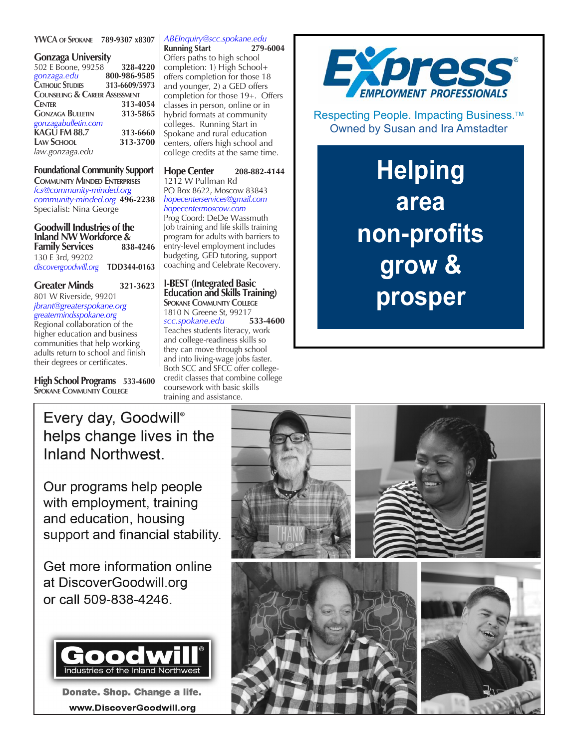**YWCA of Spokane** 789-9307 x8307

## Gonzaga University

502 E Boone, 99258 **328-4220**
*gonzaga.edu* **800-986-9585**
**Catholic Studies** **313-6609/5973**
**Counseling & Career Assessment**
**Center** **313-4054**
**Gonzaga Bulletin** **313-5865**
*gonzagabulletin.com*
**KAGU FM 88.7** **313-6660**
**Law School** **313-3700**
*law.gonzaga.edu*

## Foundational Community Support

**Community Minded Enterprises**
*fcs@community-minded.org*
*community-minded.org* **496-2238**
Specialist: Nina George

## Goodwill Industries of the Inland NW Workforce & Family Services **838-4246**

130 E 3rd, 99202
*discovergoodwill.org* **TDD344-0163**

## Greater Minds **321-3623**

801 W Riverside, 99201
*jbrant@greaterspokane.org*
*greatermindsspokane.org*
Regional collaboration of the higher education and business communities that help working adults return to school and finish their degrees or certificates.

## High School Programs **533-4600**

**Spokane Community College**
*ABEInquiry@scc.spokane.edu*

**Running Start** **279-6004**
Offers paths to high school completion: 1) High School+ offers completion for those 18 and younger, 2) a GED offers completion for those 19+. Offers classes in person, online or in hybrid formats at community colleges. Running Start in Spokane and rural education centers, offers high school and college credits at the same time.

## Hope Center **208-882-4144**

1212 W Pullman Rd
PO Box 8622, Moscow 83843
*hopecenterservices@gmail.com*
*hopecentermoscow.com*
Prog Coord: DeDe Wassmuth
Job training and life skills training program for adults with barriers to entry-level employment includes budgeting, GED tutoring, support coaching and Celebrate Recovery.

## I-BEST (Integrated Basic Education and Skills Training)

**Spokane Community College**
1810 N Greene St, 99217
*scc.spokane.edu* **533-4600**
Teaches students literacy, work and college-readiness skills so they can move through school and into living-wage jobs faster. Both SCC and SFCC offer college-credit classes that combine college coursework with basic skills training and assistance.

---

**Express Employment Professionals**

Respecting People. Impacting Business.™
Owned by Susan and Ira Amstadter

**Helping area non-profits grow & prosper**

---

Every day, Goodwill® helps change lives in the Inland Northwest.

Our programs help people with employment, training and education, housing support and financial stability.

Get more information online at DiscoverGoodwill.org or call 509-838-4246.

**Goodwill®** Industries of the Inland Northwest

**Donate. Shop. Change a life.**

**www.DiscoverGoodwill.org**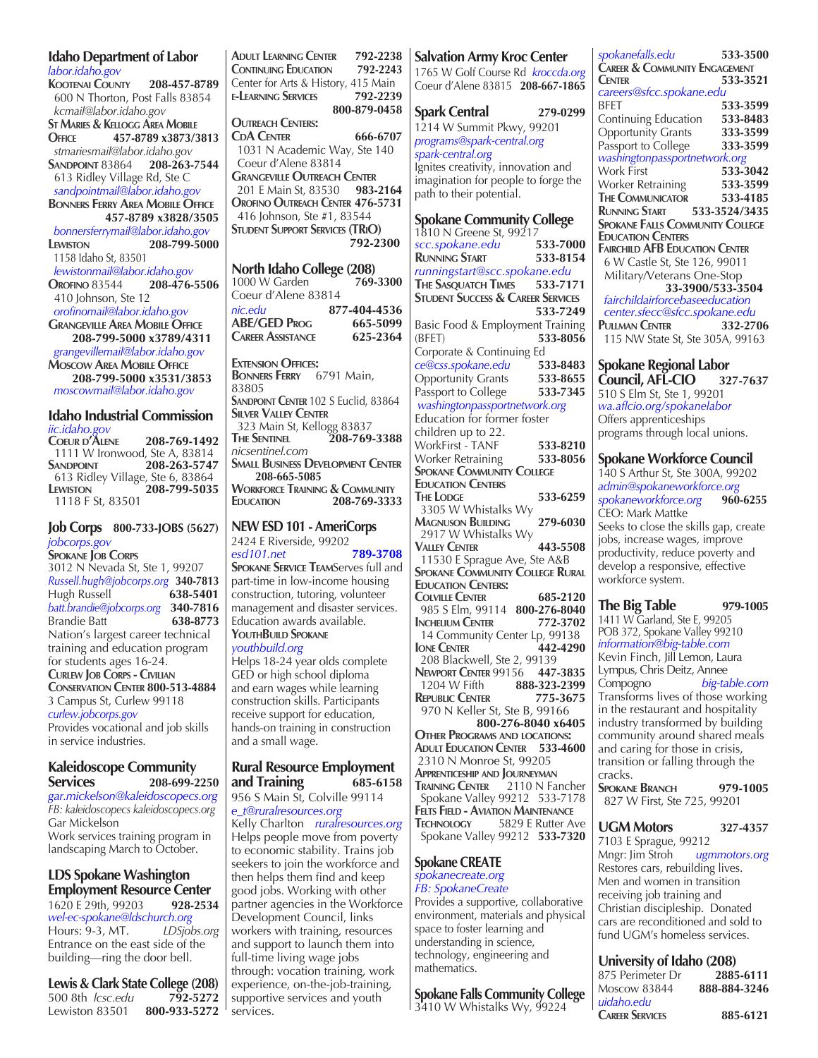## Idaho Department of Labor

*labor.idaho.gov*

**Kootenai County** **208-457-8789**
600 N Thorton, Post Falls 83854
*kcmail@labor.idaho.gov*

**St Maries & Kellogg Area Mobile Office** **457-8789 x3873/3813**
*stmariesmail@labor.idaho.gov*

**Sandpoint** 83864 **208-263-7544**
613 Ridley Village Rd, Ste C
*sandpointmail@labor.idaho.gov*

**Bonners Ferry Area Mobile Office** **457-8789 x3828/3505**
*bonnersferrymail@labor.idaho.gov*

**Lewiston** **208-799-5000**
1158 Idaho St, 83501
*lewistonmail@labor.idaho.gov*

**Orofino** 83544 **208-476-5506**
410 Johnson, Ste 12
*orofinomail@labor.idaho.gov*

**Grangeville Area Mobile Office** **208-799-5000 x3789/4311**
*grangevillemail@labor.idaho.gov*

**Moscow Area Mobile Office** **208-799-5000 x3531/3853**
*moscowmail@labor.idaho.gov*

## Idaho Industrial Commission

*iic.idaho.gov*

**Coeur d'Alene** **208-769-1492**
1111 W Ironwood, Ste A, 83814

**Sandpoint** **208-263-5747**
613 Ridley Village, Ste 6, 83864

**Lewiston** **208-799-5035**
1118 F St, 83501

## Job Corps 800-733-JOBS (5627)

*jobcorps.gov*

**Spokane Job Corps**
3012 N Nevada St, Ste 1, 99207
*Russell.hugh@jobcorps.org* **340-7813**
Hugh Russell **638-5401**
*batt.brandie@jobcorps.org* **340-7816**
Brandie Batt **638-8773**
Nation's largest career technical training and education program for students ages 16-24.

**Curlew Job Corps - Civilian Conservation Center 800-513-4884**
3 Campus St, Curlew 99118
*curlew.jobcorps.gov*
Provides vocational and job skills in service industries.

## Kaleidoscope Community Services 208-699-2250

*gar.mickelson@kaleidoscopecs.org*
*FB: kaleidoscopecs kaleidoscopecs.org*
Gar Mickelson
Work services training program in landscaping March to October.

## LDS Spokane Washington Employment Resource Center

1620 E 29th, 99203 **928-2534**
*wel-ec-spokane@ldschurch.org*
Hours: 9-3, MT. *LDSjobs.org*
Entrance on the east side of the building—ring the door bell.

## Lewis & Clark State College (208)

500 8th *lcsc.edu* **792-5272**
Lewiston 83501 **800-933-5272**

**Adult Learning Center** **792-2238**
**Continuing Education** **792-2243**
Center for Arts & History, 415 Main
**e-Learning Services** **792-2239**
**800-879-0458**

**Outreach Centers:**

**CdA Center** **666-6707**
1031 N Academic Way, Ste 140
Coeur d'Alene 83814

**Grangeville Outreach Center**
201 E Main St, 83530 **983-2164**

**Orofino Outreach Center 476-5731**
416 Johnson, Ste #1, 83544

**Student Support Services (TRiO)** **792-2300**

## North Idaho College (208)

1000 W Garden **769-3300**
Coeur d'Alene 83814
*nic.edu* **877-404-4536**
**ABE/GED Prog** **665-5099**
**Career Assistance** **625-2364**

**Extension Offices:**

**Bonners Ferry** 6791 Main, 83805

**Sandpoint Center** 102 S Euclid, 83864

**Silver Valley Center**
323 Main St, Kellogg 83837

**The Sentinel** **208-769-3388**
*nicsentinel.com*

**Small Business Development Center** **208-665-5085**

**Workforce Training & Community Education** **208-769-3333**

## NEW ESD 101 - AmeriCorps

2424 E Riverside, 99202
*esd101.net* **789-3708**

**Spokane Service Team** Serves full and part-time in low-income housing construction, tutoring, volunteer management and disaster services. Education awards available.

**YouthBuild Spokane**
*youthbuild.org*
Helps 18-24 year olds complete GED or high school diploma and earn wages while learning construction skills. Participants receive support for education, hands-on training in construction and a small wage.

## Rural Resource Employment and Training 685-6158

956 S Main St, Colville 99114
*e_t@ruralresources.org*
Kelly Charlton *ruralresources.org*
Helps people move from poverty to economic stability. Trains job seekers to join the workforce and then helps them find and keep good jobs. Working with other partner agencies in the Workforce Development Council, links workers with training, resources and support to launch them into full-time living wage jobs through: vocation training, work experience, on-the-job-training, supportive services and youth services.

## Salvation Army Kroc Center

1765 W Golf Course Rd *kroccda.org*
Coeur d'Alene 83815 **208-667-1865**

## Spark Central 279-0299

1214 W Summit Pkwy, 99201
*programs@spark-central.org*
*spark-central.org*
Ignites creativity, innovation and imagination for people to forge the path to their potential.

## Spokane Community College

1810 N Greene St, 99217
*scc.spokane.edu* **533-7000**
**Running Start** **533-8154**
*runningstart@scc.spokane.edu*
**The Sasquatch Times** **533-7171**
**Student Success & Career Services** **533-7249**
Basic Food & Employment Training (BFET) **533-8056**
Corporate & Continuing Ed
*ce@css.spokane.edu* **533-8483**
Opportunity Grants **533-8655**
Passport to College **533-7345**
*washingtonpassportnetwork.org*
Education for former foster children up to 22.
WorkFirst - TANF **533-8210**
Worker Retraining **533-8056**

**Spokane Community College Education Centers**

**The Lodge** **533-6259**
3305 W Whitalks Wy

**Magnuson Building** **279-6030**
2917 W Whitalks Wy

**Valley Center** **443-5508**
11530 E Sprague Ave, Ste A&B

**Spokane Community College Rural Education Centers:**

**Colville Center** **685-2120**
985 S Elm, 99114 **800-276-8040**

**Inchelium Center** **772-3702**
14 Community Center Lp, 99138

**Ione Center** **442-4290**
208 Blackwell, Ste 2, 99139

**Newport Center** 99156 **447-3835**
1204 W Fifth **888-323-2399**

**Republic Center** **775-3675**
970 N Keller St, Ste B, 99166
**800-276-8040 x6405**

**Other Programs and locations:**

**Adult Education Center** **533-4600**
2310 N Monroe St, 99205

**Apprenticeship and Journeyman Training Center** 2110 N Fancher
Spokane Valley 99212 533-7178

**Felts Field - Aviation Maintenance Technology** 5829 E Rutter Ave
Spokane Valley 99212 **533-7320**

## Spokane CREATE

*spokanecreate.org*
*FB: SpokaneCreate*
Provides a supportive, collaborative environment, materials and physical space to foster learning and understanding in science, technology, engineering and mathematics.

## Spokane Falls Community College

3410 W Whistalks Wy, 99224
*spokanefalls.edu* **533-3500**
**Career & Community Engagement Center** **533-3521**
*careers@sfcc.spokane.edu*
BFET **533-3599**
Continuing Education **533-8483**
Opportunity Grants **333-3599**
Passport to College **333-3599**
*washingtonpassportnetwork.org*
Work First **533-3042**
Worker Retraining **533-3599**
**The Communicator** **533-4185**
**Running Start** **533-3524/3435**

**Spokane Falls Community College Education Centers**

**Fairchild AFB Education Center**
6 W Castle St, Ste 126, 99011
Military/Veterans One-Stop
**33-3900/533-3504**
*fairchildairforcebaseeducation center.sfecc@sfcc.spokane.edu*

**Pullman Center** **332-2706**
115 NW State St, Ste 305A, 99163

## Spokane Regional Labor Council, AFL-CIO 327-7637

510 S Elm St, Ste 1, 99201
*wa.aflcio.org/spokanelabor*
Offers apprenticeships programs through local unions.

## Spokane Workforce Council

140 S Arthur St, Ste 300A, 99202
*admin@spokaneworkforce.org*
*spokaneworkforce.org* **960-6255**
CEO: Mark Mattke
Seeks to close the skills gap, create jobs, increase wages, improve productivity, reduce poverty and develop a responsive, effective workforce system.

## The Big Table 979-1005

1411 W Garland, Ste E, 99205
POB 372, Spokane Valley 99210
*information@big-table.com*
Kevin Finch, Jill Lemon, Laura Lympus, Chris Deitz, Annee Compogno *big-table.com*
Transforms lives of those working in the restaurant and hospitality industry transformed by building community around shared meals and caring for those in crisis, transition or falling through the cracks.

**Spokane Branch** **979-1005**
827 W First, Ste 725, 99201

## UGM Motors 327-4357

7103 E Sprague, 99212
Mngr: Jim Stroh *ugmmotors.org*
Restores cars, rebuilding lives. Men and women in transition receiving job training and Christian discipleship. Donated cars are reconditioned and sold to fund UGM's homeless services.

## University of Idaho (208)

875 Perimeter Dr **2885-6111**
Moscow 83844 **888-884-3246**
*uidaho.edu*
**Career Services** **885-6121**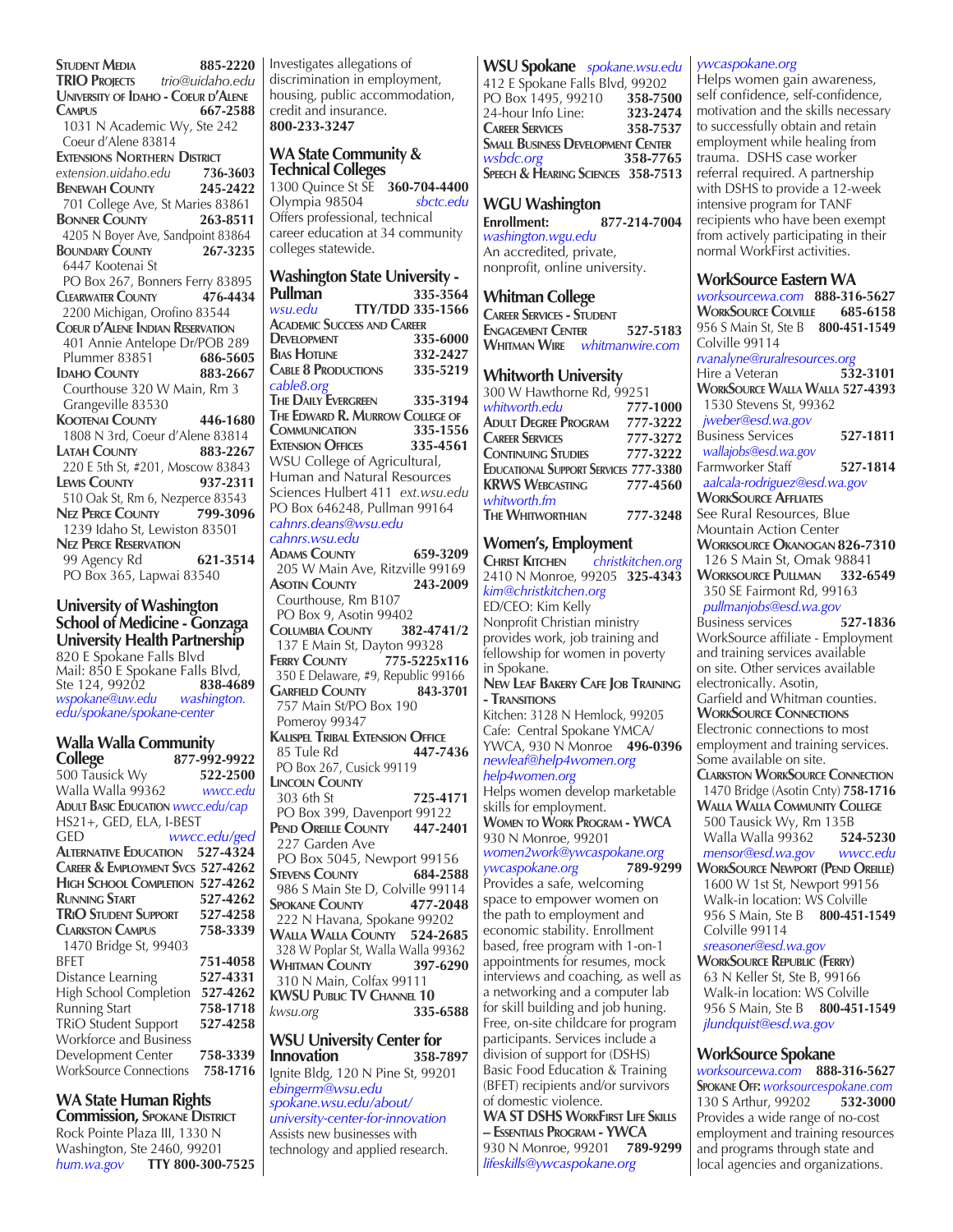**Student Media** 885-2220
**TRIO Projects** *trio@uidaho.edu*
**University of Idaho - Coeur d'Alene Campus** 667-2588
1031 N Academic Wy, Ste 242
Coeur d'Alene 83814
**Extensions Northern District**
*extension.uidaho.edu* 736-3603
**Benewah County** 245-2422
701 College Ave, St Maries 83861
**Bonner County** 263-8511
4205 N Boyer Ave, Sandpoint 83864
**Boundary County** 267-3235
6447 Kootenai St
PO Box 267, Bonners Ferry 83895
**Clearwater County** 476-4434
2200 Michigan, Orofino 83544
**Coeur d'Alene Indian Reservation**
401 Annie Antelope Dr/POB 289
Plummer 83851 686-5605
**Idaho County** 983-2667
Courthouse 320 W Main, Rm 3
Grangeville 83530
**Kootenai County** 446-1680
1808 N 3rd, Coeur d'Alene 83814
**Latah County** 883-2267
220 E 5th St, #201, Moscow 83843
**Lewis County** 937-2311
510 Oak St, Rm 6, Nezperce 83543
**Nez Perce County** 799-3096
1239 Idaho St, Lewiston 83501
**Nez Perce Reservation**
99 Agency Rd 621-3514
PO Box 365, Lapwai 83540

## University of Washington School of Medicine - Gonzaga University Health Partnership

820 E Spokane Falls Blvd
Mail: 850 E Spokane Falls Blvd, Ste 124, 99202 838-4689
*wspokane@uw.edu* *washington.edu/spokane/spokane-center*

## Walla Walla Community College 877-992-9922

500 Tausick Wy 522-2500
Walla Walla 99362 *wwcc.edu*
**Adult Basic Education** *wwcc.edu/cap*
HS21+, GED, ELA, I-BEST
GED *wwcc.edu/ged*
**Alternative Education** 527-4324
**Career & Employment Svcs** 527-4262
**High School Completion** 527-4262
**Running Start** 527-4262
**TRiO Student Support** 527-4258
**Clarkston Campus** 758-3339
1470 Bridge St, 99403
BFET 751-4058
Distance Learning 527-4331
High School Completion 527-4262
Running Start 758-1718
TRiO Student Support 527-4258
Workforce and Business Development Center 758-3339
WorkSource Connections 758-1716

## WA State Human Rights Commission, Spokane District

Rock Pointe Plaza III, 1330 N Washington, Ste 2460, 99201
*hum.wa.gov* **TTY 800-300-7525**
Investigates allegations of discrimination in employment, housing, public accommodation, credit and insurance.
**800-233-3247**

## WA State Community & Technical Colleges

1300 Quince St SE **360-704-4400**
Olympia 98504 *sbctc.edu*
Offers professional, technical career education at 34 community colleges statewide.

## Washington State University - Pullman 335-3564

*wsu.edu* **TTY/TDD 335-1566**
**Academic Success and Career Development** 335-6000
**Bias Hotline** 332-2427
**Cable 8 Productions** 335-5219
*cable8.org*
**The Daily Evergreen** 335-3194
**The Edward R. Murrow College of Communication** 335-1556
**Extension Offices** 335-4561
WSU College of Agricultural, Human and Natural Resources Sciences Hulbert 411 *ext.wsu.edu*
PO Box 646248, Pullman 99164
*cahnrs.deans@wsu.edu*
*cahnrs.wsu.edu*
**Adams County** 659-3209
205 W Main Ave, Ritzville 99169
**Asotin County** 243-2009
Courthouse, Rm B107
PO Box 9, Asotin 99402
**Columbia County** 382-4741/2
137 E Main St, Dayton 99328
**Ferry County** 775-5225x116
350 E Delaware, #9, Republic 99166
**Garfield County** 843-3701
757 Main St/PO Box 190
Pomeroy 99347
**Kalispel Tribal Extension Office**
85 Tule Rd 447-7436
PO Box 267, Cusick 99119
**Lincoln County**
303 6th St 725-4171
PO Box 399, Davenport 99122
**Pend Oreille County** 447-2401
227 Garden Ave
PO Box 5045, Newport 99156
**Stevens County** 684-2588
986 S Main Ste D, Colville 99114
**Spokane County** 477-2048
222 N Havana, Spokane 99202
**Walla Walla County** 524-2685
328 W Poplar St, Walla Walla 99362
**Whitman County** 397-6290
310 N Main, Colfax 99111
**KWSU Public TV Channel 10**
*kwsu.org* 335-6588

## WSU University Center for Innovation 358-7897

Ignite Bldg, 120 N Pine St, 99201
*ebingerm@wsu.edu*
*spokane.wsu.edu/about/university-center-for-innovation*
Assists new businesses with technology and applied research.

## WSU Spokane *spokane.wsu.edu*

412 E Spokane Falls Blvd, 99202
PO Box 1495, 99210 **358-7500**
24-hour Info Line: **323-2474**
**Career Services** 358-7537
**Small Business Development Center**
*wsbdc.org* 358-7765
**Speech & Hearing Sciences** 358-7513

## WGU Washington

**Enrollment:** 877-214-7004
*washington.wgu.edu*
An accredited, private, nonprofit, online university.

## Whitman College

**Career Services - Student Engagement Center** 527-5183
**Whitman Wire** *whitmanwire.com*

## Whitworth University

300 W Hawthorne Rd, 99251
*whitworth.edu* 777-1000
**Adult Degree Program** 777-3222
**Career Services** 777-3272
**Continuing Studies** 777-3222
**Educational Support Services** 777-3380
**KRWS Webcasting** 777-4560
*whitworth.fm*
**The Whitworthian** 777-3248

## Women's, Employment

**Christ Kitchen** *christkitchen.org*
2410 N Monroe, 99205 **325-4343**
*kim@christkitchen.org*
ED/CEO: Kim Kelly
Nonprofit Christian ministry provides work, job training and fellowship for women in poverty in Spokane.
**New Leaf Bakery Cafe Job Training - Transitions**
Kitchen: 3128 N Hemlock, 99205
Cafe: Central Spokane YMCA/ YWCA, 930 N Monroe **496-0396**
*newleaf@help4women.org*
*help4women.org*
Helps women develop marketable skills for employment.
**Women to Work Program - YWCA**
930 N Monroe, 99201
*women2work@ywcaspokane.org*
*ywcaspokane.org* **789-9299**
Provides a safe, welcoming space to empower women on the path to employment and economic stability. Enrollment based, free program with 1-on-1 appointments for resumes, mock interviews and coaching, as well as a networking and a computer lab for skill building and job huning. Free, on-site childcare for program participants. Services include a division of support for (DSHS) Basic Food Education & Training (BFET) recipients and/or survivors of domestic violence.
**WA ST DSHS WorkFirst Life Skills – Essentials Program - YWCA**
930 N Monroe, 99201 **789-9299**
*lifeskills@ywcaspokane.org*
*ywcaspokane.org*
Helps women gain awareness, self confidence, self-confidence, motivation and the skills necessary to successfully obtain and retain employment while healing from trauma. DSHS case worker referral required. A partnership with DSHS to provide a 12-week intensive program for TANF recipients who have been exempt from actively participating in their normal WorkFirst activities.

## WorkSource Eastern WA

*worksourcewa.com* **888-316-5627**
**WorkSource Colville** 685-6158
956 S Main St, Ste B **800-451-1549**
Colville 99114
*rvanalyne@ruralresources.org*
Hire a Veteran **532-3101**
**WorkSource Walla Walla** 527-4393
1530 Stevens St, 99362
*jweber@esd.wa.gov*
Business Services **527-1811**
*wallajobs@esd.wa.gov*
Farmworker Staff **527-1814**
*aalcala-rodriguez@esd.wa.gov*
**WorkSource Affiliates**
See Rural Resources, Blue Mountain Action Center
**Worksource Okanogan** 826-7310
126 S Main St, Omak 98841
**Worksource Pullman** 332-6549
350 SE Fairmont Rd, 99163
*pullmanjobs@esd.wa.gov*
Business services **527-1836**
WorkSource affiliate - Employment and training services available on site. Other services available electronically. Asotin, Garfield and Whitman counties.
**WorkSource Connections**
Electronic connections to most employment and training services. Some available on site.
**Clarkston WorkSource Connection**
1470 Bridge (Asotin Cnty) **758-1716**
**Walla Walla Community College**
500 Tausick Wy, Rm 135B
Walla Walla 99362 **524-5230**
*mensor@esd.wa.gov* *wwcc.edu*
**WorkSource Newport (Pend Oreille)**
1600 W 1st St, Newport 99156
Walk-in location: WS Colville
956 S Main, Ste B **800-451-1549**
Colville 99114
*sreasoner@esd.wa.gov*
**WorkSource Republic (Ferry)**
63 N Keller St, Ste B, 99166
Walk-in location: WS Colville
956 S Main, Ste B **800-451-1549**
*jlundquist@esd.wa.gov*

## WorkSource Spokane

*worksourcewa.com* **888-316-5627**
**Spokane Off:** *worksourcespokane.com*
130 S Arthur, 99202 **532-3000**
Provides a wide range of no-cost employment and training resources and programs through state and local agencies and organizations.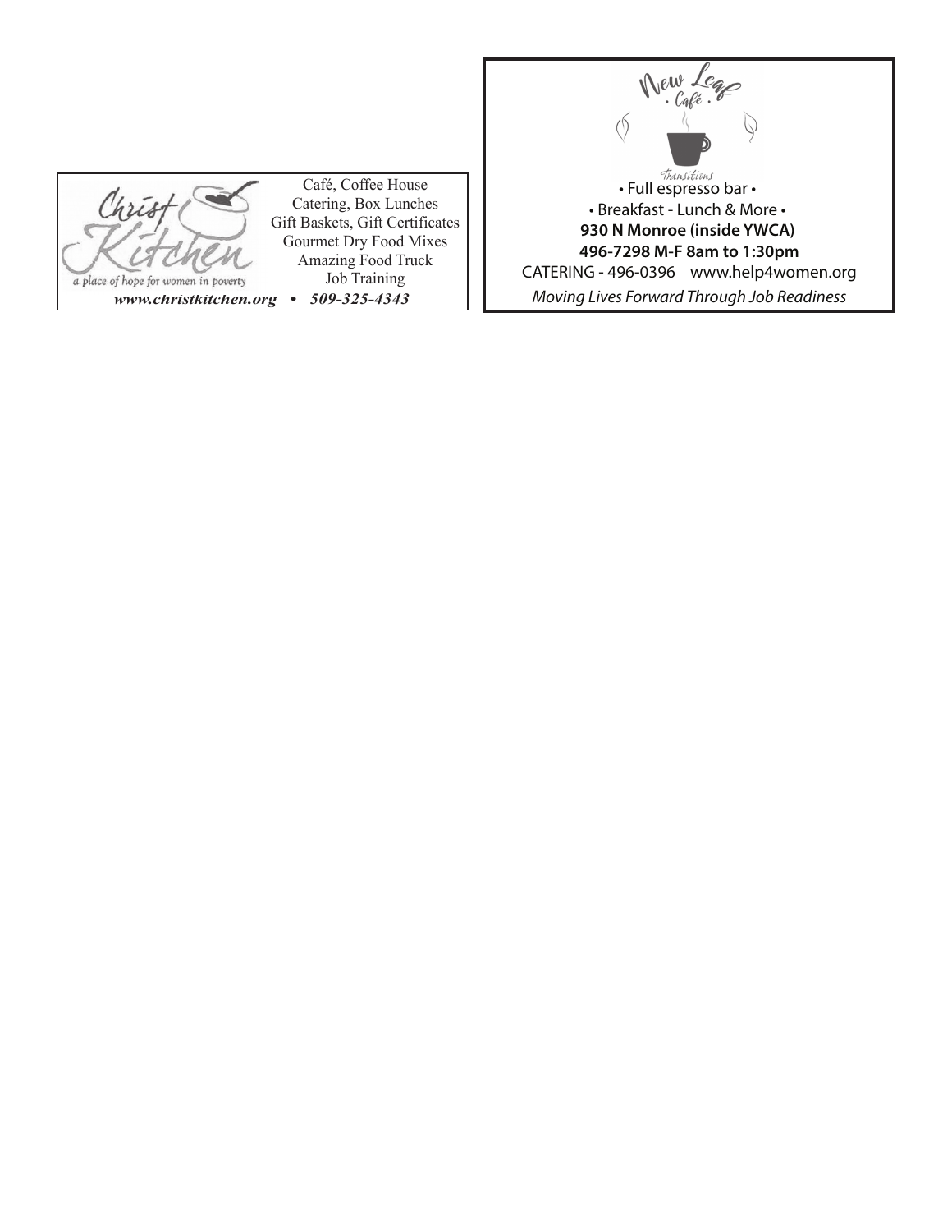Christ Kitchen

a place of hope for women in poverty

Café, Coffee House
Catering, Box Lunches
Gift Baskets, Gift Certificates
Gourmet Dry Food Mixes
Amazing Food Truck
Job Training

***www.christkitchen.org • 509-325-4343***

New Leaf • Café •

Transitions

• Full espresso bar •

• Breakfast - Lunch & More •

**930 N Monroe (inside YWCA)**

**496-7298 M-F 8am to 1:30pm**

CATERING - 496-0396 www.help4women.org

*Moving Lives Forward Through Job Readiness*